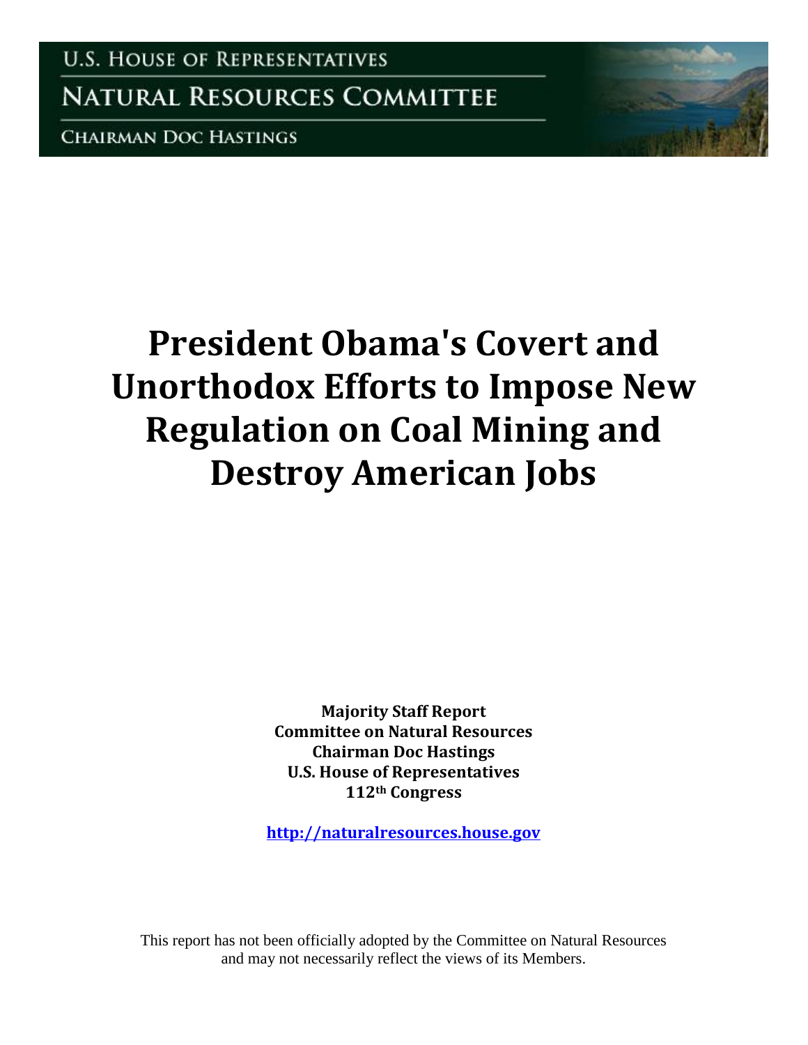U.S. HOUSE OF REPRESENTATIVES

NATURAL RESOURCES COMMITTEE

CHAIRMAN DOC HASTINGS

# President Obama's Covert and Unorthodox Efforts to Impose New Regulation on Coal Mining and Destroy American Jobs

**Majority Staff Report**
**Committee on Natural Resources**
**Chairman Doc Hastings**
**U.S. House of Representatives**
**112th Congress**

**http://naturalresources.house.gov**

This report has not been officially adopted by the Committee on Natural Resources and may not necessarily reflect the views of its Members.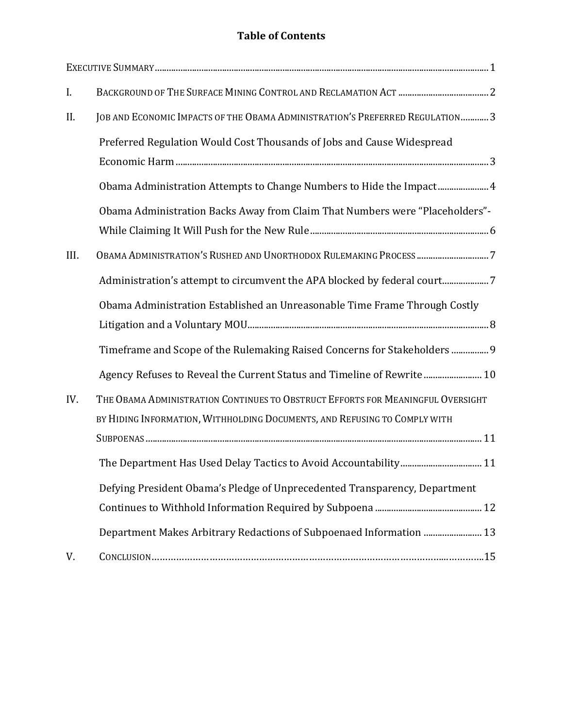# Table of Contents

EXECUTIVE SUMMARY ........................................................................................................................................ 1

I. BACKGROUND OF THE SURFACE MINING CONTROL AND RECLAMATION ACT ........................................ 2

II. JOB AND ECONOMIC IMPACTS OF THE OBAMA ADMINISTRATION'S PREFERRED REGULATION ............ 3

- Preferred Regulation Would Cost Thousands of Jobs and Cause Widespread Economic Harm ........................................................................................................................................ 3
- Obama Administration Attempts to Change Numbers to Hide the Impact ...................... 4
- Obama Administration Backs Away from Claim That Numbers were "Placeholders"- While Claiming It Will Push for the New Rule ............................................................................ 6

III. OBAMA ADMINISTRATION'S RUSHED AND UNORTHODOX RULEMAKING PROCESS ................................ 7

- Administration's attempt to circumvent the APA blocked by federal court .................... 7
- Obama Administration Established an Unreasonable Time Frame Through Costly Litigation and a Voluntary MOU ........................................................................................................ 8
- Timeframe and Scope of the Rulemaking Raised Concerns for Stakeholders ................ 9
- Agency Refuses to Reveal the Current Status and Timeline of Rewrite ......................... 10

IV. THE OBAMA ADMINISTRATION CONTINUES TO OBSTRUCT EFFORTS FOR MEANINGFUL OVERSIGHT BY HIDING INFORMATION, WITHHOLDING DOCUMENTS, AND REFUSING TO COMPLY WITH SUBPOENAS ........................................................................................................................................ 11

- The Department Has Used Delay Tactics to Avoid Accountability ................................... 11
- Defying President Obama's Pledge of Unprecedented Transparency, Department Continues to Withhold Information Required by Subpoena ............................................. 12
- Department Makes Arbitrary Redactions of Subpoenaed Information ......................... 13

V. CONCLUSION ........................................................................................................................................ 15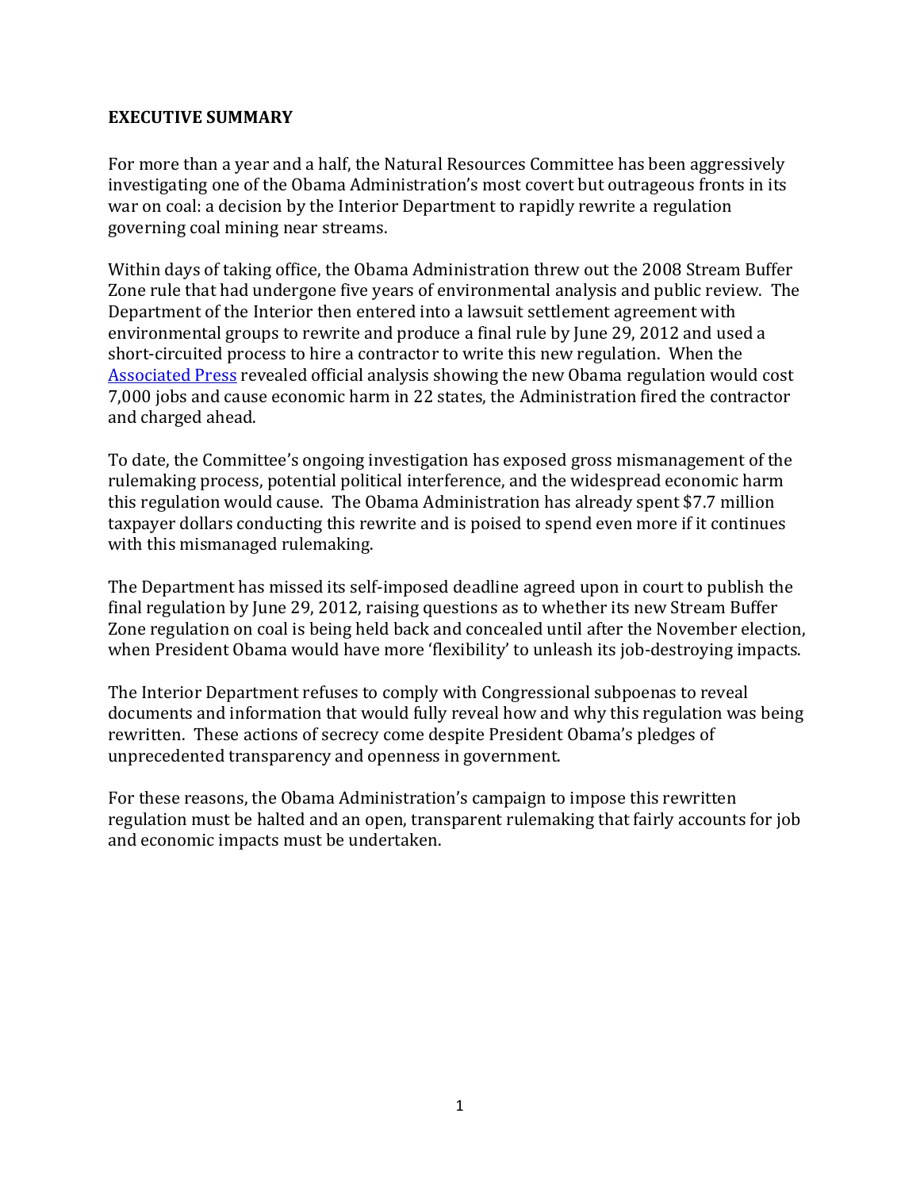## EXECUTIVE SUMMARY

For more than a year and a half, the Natural Resources Committee has been aggressively investigating one of the Obama Administration's most covert but outrageous fronts in its war on coal: a decision by the Interior Department to rapidly rewrite a regulation governing coal mining near streams.

Within days of taking office, the Obama Administration threw out the 2008 Stream Buffer Zone rule that had undergone five years of environmental analysis and public review. The Department of the Interior then entered into a lawsuit settlement agreement with environmental groups to rewrite and produce a final rule by June 29, 2012 and used a short-circuited process to hire a contractor to write this new regulation. When the Associated Press revealed official analysis showing the new Obama regulation would cost 7,000 jobs and cause economic harm in 22 states, the Administration fired the contractor and charged ahead.

To date, the Committee's ongoing investigation has exposed gross mismanagement of the rulemaking process, potential political interference, and the widespread economic harm this regulation would cause. The Obama Administration has already spent $7.7 million taxpayer dollars conducting this rewrite and is poised to spend even more if it continues with this mismanaged rulemaking.

The Department has missed its self-imposed deadline agreed upon in court to publish the final regulation by June 29, 2012, raising questions as to whether its new Stream Buffer Zone regulation on coal is being held back and concealed until after the November election, when President Obama would have more 'flexibility' to unleash its job-destroying impacts.

The Interior Department refuses to comply with Congressional subpoenas to reveal documents and information that would fully reveal how and why this regulation was being rewritten. These actions of secrecy come despite President Obama's pledges of unprecedented transparency and openness in government.

For these reasons, the Obama Administration's campaign to impose this rewritten regulation must be halted and an open, transparent rulemaking that fairly accounts for job and economic impacts must be undertaken.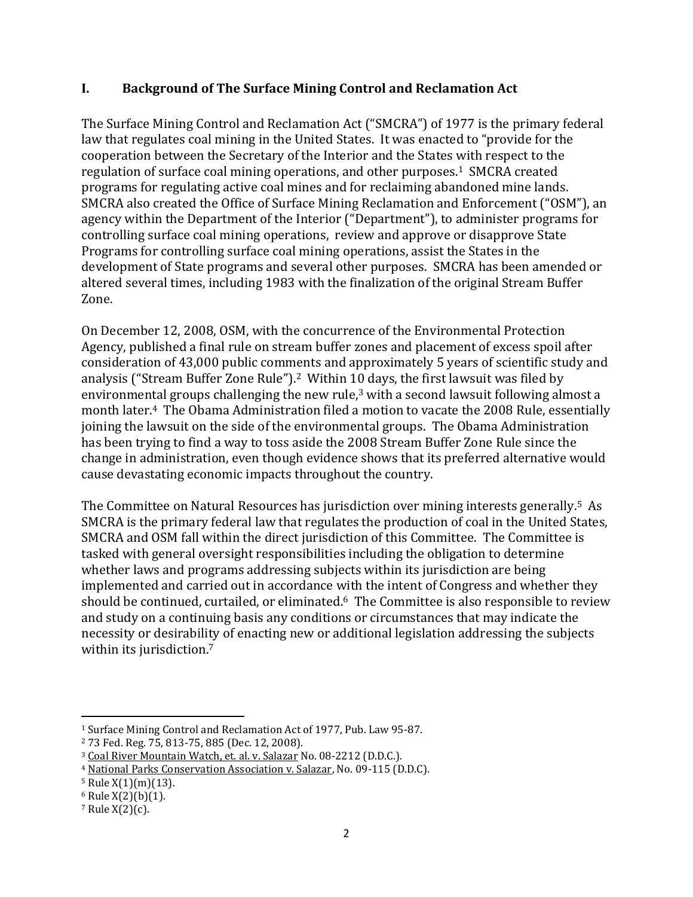## I. Background of The Surface Mining Control and Reclamation Act

The Surface Mining Control and Reclamation Act ("SMCRA") of 1977 is the primary federal law that regulates coal mining in the United States. It was enacted to "provide for the cooperation between the Secretary of the Interior and the States with respect to the regulation of surface coal mining operations, and other purposes.[1] SMCRA created programs for regulating active coal mines and for reclaiming abandoned mine lands. SMCRA also created the Office of Surface Mining Reclamation and Enforcement ("OSM"), an agency within the Department of the Interior ("Department"), to administer programs for controlling surface coal mining operations, review and approve or disapprove State Programs for controlling surface coal mining operations, assist the States in the development of State programs and several other purposes. SMCRA has been amended or altered several times, including 1983 with the finalization of the original Stream Buffer Zone.

On December 12, 2008, OSM, with the concurrence of the Environmental Protection Agency, published a final rule on stream buffer zones and placement of excess spoil after consideration of 43,000 public comments and approximately 5 years of scientific study and analysis ("Stream Buffer Zone Rule").[2] Within 10 days, the first lawsuit was filed by environmental groups challenging the new rule,[3] with a second lawsuit following almost a month later.[4] The Obama Administration filed a motion to vacate the 2008 Rule, essentially joining the lawsuit on the side of the environmental groups. The Obama Administration has been trying to find a way to toss aside the 2008 Stream Buffer Zone Rule since the change in administration, even though evidence shows that its preferred alternative would cause devastating economic impacts throughout the country.

The Committee on Natural Resources has jurisdiction over mining interests generally.[5] As SMCRA is the primary federal law that regulates the production of coal in the United States, SMCRA and OSM fall within the direct jurisdiction of this Committee. The Committee is tasked with general oversight responsibilities including the obligation to determine whether laws and programs addressing subjects within its jurisdiction are being implemented and carried out in accordance with the intent of Congress and whether they should be continued, curtailed, or eliminated.[6] The Committee is also responsible to review and study on a continuing basis any conditions or circumstances that may indicate the necessity or desirability of enacting new or additional legislation addressing the subjects within its jurisdiction.[7]

---

[1] Surface Mining Control and Reclamation Act of 1977, Pub. Law 95-87.

[2] 73 Fed. Reg. 75, 813-75, 885 (Dec. 12, 2008).

[3] Coal River Mountain Watch, et. al. v. Salazar No. 08-2212 (D.D.C.).

[4] National Parks Conservation Association v. Salazar, No. 09-115 (D.D.C).

[5] Rule X(1)(m)(13).

[6] Rule X(2)(b)(1).

[7] Rule X(2)(c).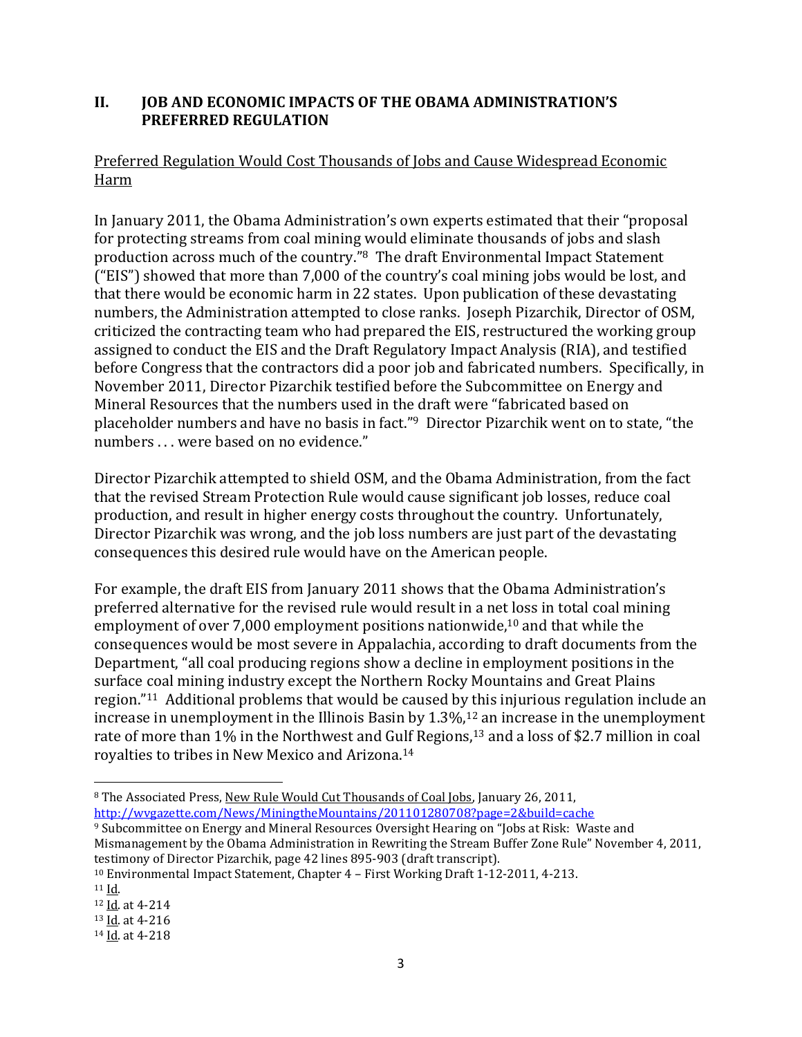## II. JOB AND ECONOMIC IMPACTS OF THE OBAMA ADMINISTRATION'S PREFERRED REGULATION

Preferred Regulation Would Cost Thousands of Jobs and Cause Widespread Economic Harm

In January 2011, the Obama Administration's own experts estimated that their "proposal for protecting streams from coal mining would eliminate thousands of jobs and slash production across much of the country."[8] The draft Environmental Impact Statement ("EIS") showed that more than 7,000 of the country's coal mining jobs would be lost, and that there would be economic harm in 22 states. Upon publication of these devastating numbers, the Administration attempted to close ranks. Joseph Pizarchik, Director of OSM, criticized the contracting team who had prepared the EIS, restructured the working group assigned to conduct the EIS and the Draft Regulatory Impact Analysis (RIA), and testified before Congress that the contractors did a poor job and fabricated numbers. Specifically, in November 2011, Director Pizarchik testified before the Subcommittee on Energy and Mineral Resources that the numbers used in the draft were "fabricated based on placeholder numbers and have no basis in fact."[9] Director Pizarchik went on to state, "the numbers . . . were based on no evidence."

Director Pizarchik attempted to shield OSM, and the Obama Administration, from the fact that the revised Stream Protection Rule would cause significant job losses, reduce coal production, and result in higher energy costs throughout the country. Unfortunately, Director Pizarchik was wrong, and the job loss numbers are just part of the devastating consequences this desired rule would have on the American people.

For example, the draft EIS from January 2011 shows that the Obama Administration's preferred alternative for the revised rule would result in a net loss in total coal mining employment of over 7,000 employment positions nationwide,[10] and that while the consequences would be most severe in Appalachia, according to draft documents from the Department, "all coal producing regions show a decline in employment positions in the surface coal mining industry except the Northern Rocky Mountains and Great Plains region."[11] Additional problems that would be caused by this injurious regulation include an increase in unemployment in the Illinois Basin by 1.3%,[12] an increase in the unemployment rate of more than 1% in the Northwest and Gulf Regions,[13] and a loss of $2.7 million in coal royalties to tribes in New Mexico and Arizona.[14]

---

[8] The Associated Press, New Rule Would Cut Thousands of Coal Jobs, January 26, 2011, http://wvgazette.com/News/MiningtheMountains/201101280708?page=2&build=cache

[9] Subcommittee on Energy and Mineral Resources Oversight Hearing on "Jobs at Risk: Waste and Mismanagement by the Obama Administration in Rewriting the Stream Buffer Zone Rule" November 4, 2011, testimony of Director Pizarchik, page 42 lines 895-903 (draft transcript).

[10] Environmental Impact Statement, Chapter 4 – First Working Draft 1-12-2011, 4-213.

[11] Id.

[12] Id. at 4-214

[13] Id. at 4-216

[14] Id. at 4-218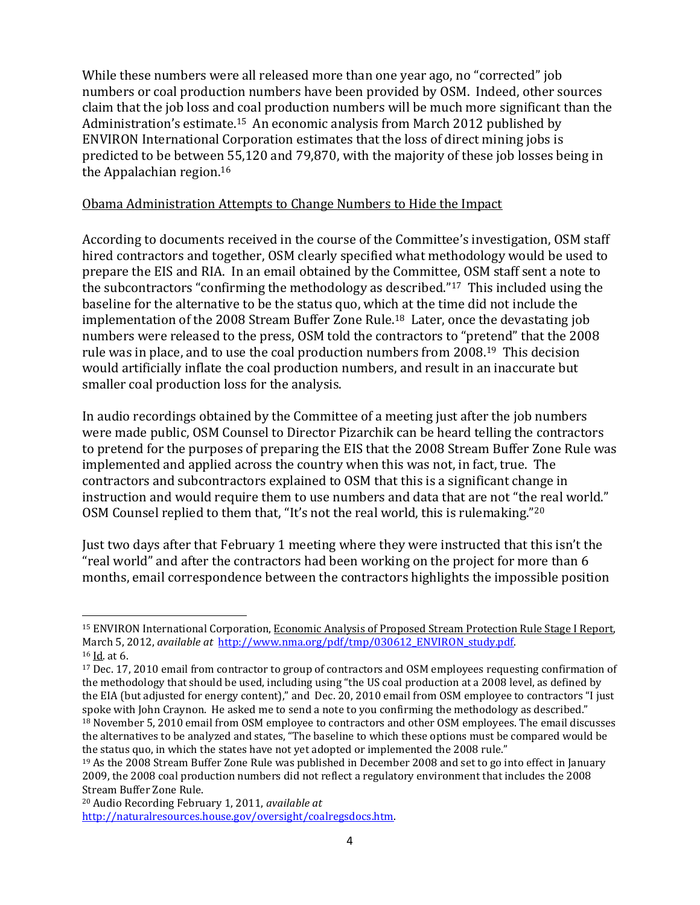While these numbers were all released more than one year ago, no "corrected" job numbers or coal production numbers have been provided by OSM. Indeed, other sources claim that the job loss and coal production numbers will be much more significant than the Administration's estimate.[15] An economic analysis from March 2012 published by ENVIRON International Corporation estimates that the loss of direct mining jobs is predicted to be between 55,120 and 79,870, with the majority of these job losses being in the Appalachian region.[16]

<u>Obama Administration Attempts to Change Numbers to Hide the Impact</u>

According to documents received in the course of the Committee's investigation, OSM staff hired contractors and together, OSM clearly specified what methodology would be used to prepare the EIS and RIA. In an email obtained by the Committee, OSM staff sent a note to the subcontractors "confirming the methodology as described."[17] This included using the baseline for the alternative to be the status quo, which at the time did not include the implementation of the 2008 Stream Buffer Zone Rule.[18] Later, once the devastating job numbers were released to the press, OSM told the contractors to "pretend" that the 2008 rule was in place, and to use the coal production numbers from 2008.[19] This decision would artificially inflate the coal production numbers, and result in an inaccurate but smaller coal production loss for the analysis.

In audio recordings obtained by the Committee of a meeting just after the job numbers were made public, OSM Counsel to Director Pizarchik can be heard telling the contractors to pretend for the purposes of preparing the EIS that the 2008 Stream Buffer Zone Rule was implemented and applied across the country when this was not, in fact, true. The contractors and subcontractors explained to OSM that this is a significant change in instruction and would require them to use numbers and data that are not "the real world." OSM Counsel replied to them that, "It's not the real world, this is rulemaking."[20]

Just two days after that February 1 meeting where they were instructed that this isn't the "real world" and after the contractors had been working on the project for more than 6 months, email correspondence between the contractors highlights the impossible position

---

[15] ENVIRON International Corporation, <u>Economic Analysis of Proposed Stream Protection Rule Stage I Report</u>, March 5, 2012, *available at* http://www.nma.org/pdf/tmp/030612_ENVIRON_study.pdf.

[16] <u>Id</u>. at 6.

[17] Dec. 17, 2010 email from contractor to group of contractors and OSM employees requesting confirmation of the methodology that should be used, including using "the US coal production at a 2008 level, as defined by the EIA (but adjusted for energy content)," and Dec. 20, 2010 email from OSM employee to contractors "I just spoke with John Craynon. He asked me to send a note to you confirming the methodology as described."

[18] November 5, 2010 email from OSM employee to contractors and other OSM employees. The email discusses the alternatives to be analyzed and states, "The baseline to which these options must be compared would be the status quo, in which the states have not yet adopted or implemented the 2008 rule."

[19] As the 2008 Stream Buffer Zone Rule was published in December 2008 and set to go into effect in January 2009, the 2008 coal production numbers did not reflect a regulatory environment that includes the 2008 Stream Buffer Zone Rule.

[20] Audio Recording February 1, 2011, *available at* http://naturalresources.house.gov/oversight/coalregsdocs.htm.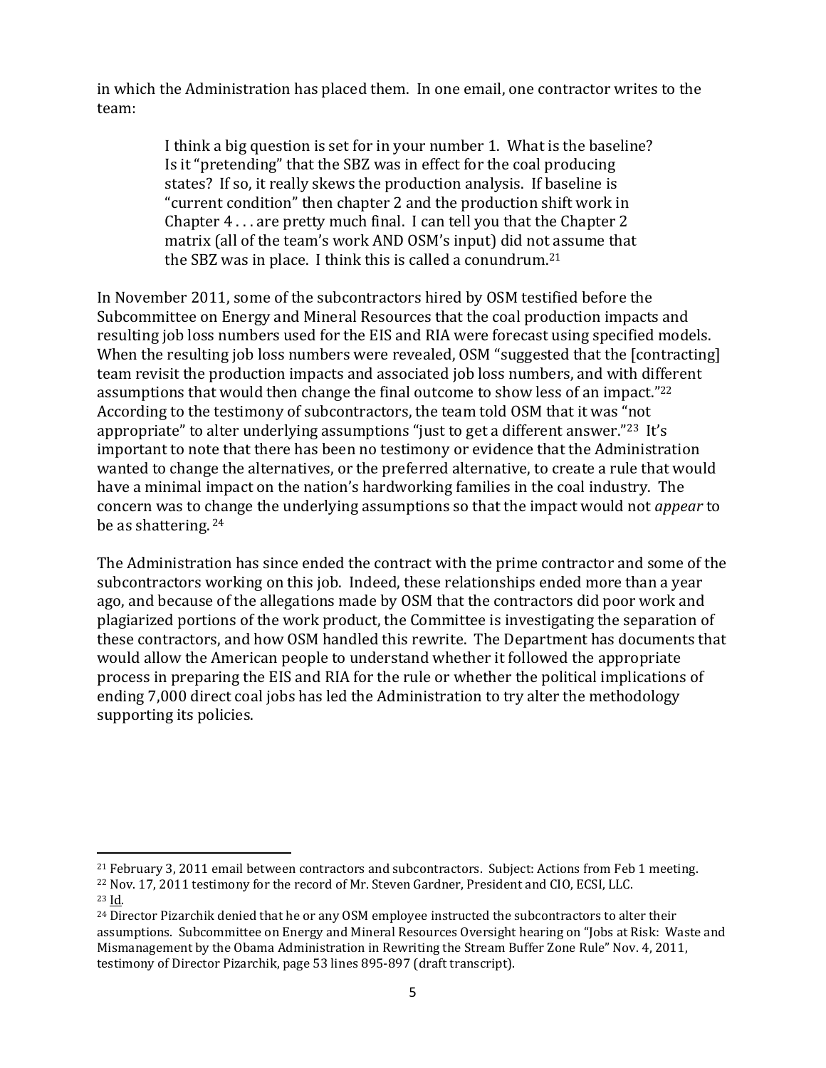in which the Administration has placed them. In one email, one contractor writes to the team:

> I think a big question is set for in your number 1. What is the baseline? Is it "pretending" that the SBZ was in effect for the coal producing states? If so, it really skews the production analysis. If baseline is "current condition" then chapter 2 and the production shift work in Chapter 4 . . . are pretty much final. I can tell you that the Chapter 2 matrix (all of the team's work AND OSM's input) did not assume that the SBZ was in place. I think this is called a conundrum.[21]

In November 2011, some of the subcontractors hired by OSM testified before the Subcommittee on Energy and Mineral Resources that the coal production impacts and resulting job loss numbers used for the EIS and RIA were forecast using specified models. When the resulting job loss numbers were revealed, OSM "suggested that the [contracting] team revisit the production impacts and associated job loss numbers, and with different assumptions that would then change the final outcome to show less of an impact."[22] According to the testimony of subcontractors, the team told OSM that it was "not appropriate" to alter underlying assumptions "just to get a different answer."[23] It's important to note that there has been no testimony or evidence that the Administration wanted to change the alternatives, or the preferred alternative, to create a rule that would have a minimal impact on the nation's hardworking families in the coal industry. The concern was to change the underlying assumptions so that the impact would not *appear* to be as shattering.[24]

The Administration has since ended the contract with the prime contractor and some of the subcontractors working on this job. Indeed, these relationships ended more than a year ago, and because of the allegations made by OSM that the contractors did poor work and plagiarized portions of the work product, the Committee is investigating the separation of these contractors, and how OSM handled this rewrite. The Department has documents that would allow the American people to understand whether it followed the appropriate process in preparing the EIS and RIA for the rule or whether the political implications of ending 7,000 direct coal jobs has led the Administration to try alter the methodology supporting its policies.

---

[21] February 3, 2011 email between contractors and subcontractors. Subject: Actions from Feb 1 meeting.

[22] Nov. 17, 2011 testimony for the record of Mr. Steven Gardner, President and CIO, ECSI, LLC.

[23] Id.

[24] Director Pizarchik denied that he or any OSM employee instructed the subcontractors to alter their assumptions. Subcommittee on Energy and Mineral Resources Oversight hearing on "Jobs at Risk: Waste and Mismanagement by the Obama Administration in Rewriting the Stream Buffer Zone Rule" Nov. 4, 2011, testimony of Director Pizarchik, page 53 lines 895-897 (draft transcript).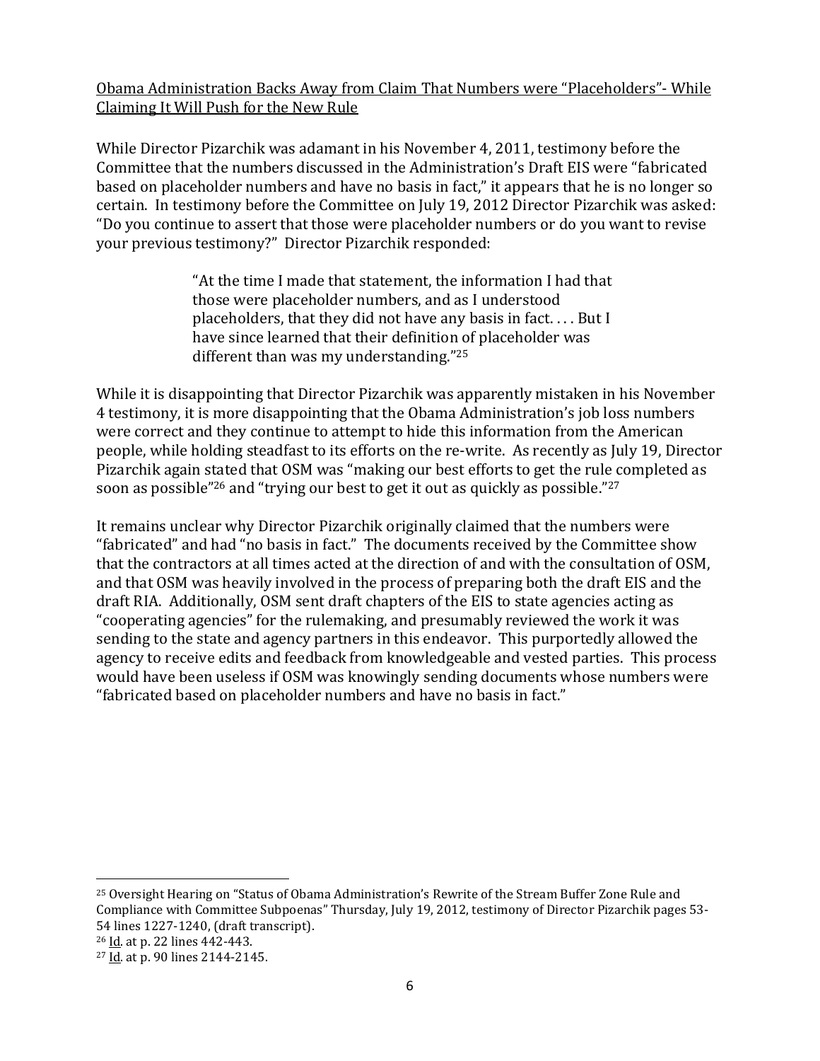Obama Administration Backs Away from Claim That Numbers were "Placeholders"- While Claiming It Will Push for the New Rule

While Director Pizarchik was adamant in his November 4, 2011, testimony before the Committee that the numbers discussed in the Administration's Draft EIS were "fabricated based on placeholder numbers and have no basis in fact," it appears that he is no longer so certain. In testimony before the Committee on July 19, 2012 Director Pizarchik was asked: "Do you continue to assert that those were placeholder numbers or do you want to revise your previous testimony?" Director Pizarchik responded:

> "At the time I made that statement, the information I had that those were placeholder numbers, and as I understood placeholders, that they did not have any basis in fact. . . . But I have since learned that their definition of placeholder was different than was my understanding."[25]

While it is disappointing that Director Pizarchik was apparently mistaken in his November 4 testimony, it is more disappointing that the Obama Administration's job loss numbers were correct and they continue to attempt to hide this information from the American people, while holding steadfast to its efforts on the re-write. As recently as July 19, Director Pizarchik again stated that OSM was "making our best efforts to get the rule completed as soon as possible"[26] and "trying our best to get it out as quickly as possible."[27]

It remains unclear why Director Pizarchik originally claimed that the numbers were "fabricated" and had "no basis in fact." The documents received by the Committee show that the contractors at all times acted at the direction of and with the consultation of OSM, and that OSM was heavily involved in the process of preparing both the draft EIS and the draft RIA. Additionally, OSM sent draft chapters of the EIS to state agencies acting as "cooperating agencies" for the rulemaking, and presumably reviewed the work it was sending to the state and agency partners in this endeavor. This purportedly allowed the agency to receive edits and feedback from knowledgeable and vested parties. This process would have been useless if OSM was knowingly sending documents whose numbers were "fabricated based on placeholder numbers and have no basis in fact."

---

[25] Oversight Hearing on "Status of Obama Administration's Rewrite of the Stream Buffer Zone Rule and Compliance with Committee Subpoenas" Thursday, July 19, 2012, testimony of Director Pizarchik pages 53-54 lines 1227-1240, (draft transcript).

[26] Id. at p. 22 lines 442-443.

[27] Id. at p. 90 lines 2144-2145.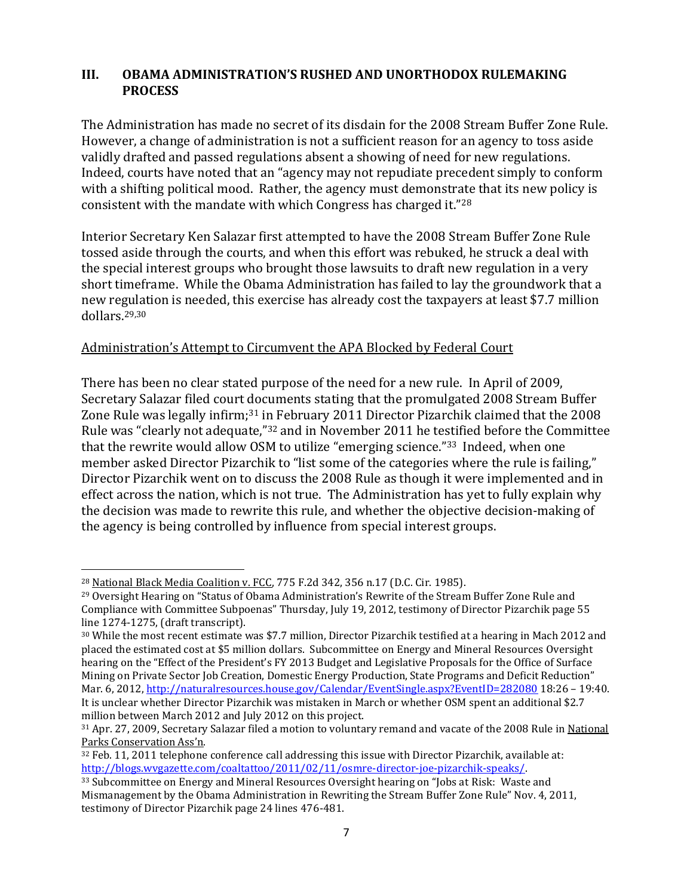## III. OBAMA ADMINISTRATION'S RUSHED AND UNORTHODOX RULEMAKING PROCESS

The Administration has made no secret of its disdain for the 2008 Stream Buffer Zone Rule. However, a change of administration is not a sufficient reason for an agency to toss aside validly drafted and passed regulations absent a showing of need for new regulations. Indeed, courts have noted that an "agency may not repudiate precedent simply to conform with a shifting political mood. Rather, the agency must demonstrate that its new policy is consistent with the mandate with which Congress has charged it."[28]

Interior Secretary Ken Salazar first attempted to have the 2008 Stream Buffer Zone Rule tossed aside through the courts, and when this effort was rebuked, he struck a deal with the special interest groups who brought those lawsuits to draft new regulation in a very short timeframe. While the Obama Administration has failed to lay the groundwork that a new regulation is needed, this exercise has already cost the taxpayers at least $7.7 million dollars.[29,30]

Administration's Attempt to Circumvent the APA Blocked by Federal Court

There has been no clear stated purpose of the need for a new rule. In April of 2009, Secretary Salazar filed court documents stating that the promulgated 2008 Stream Buffer Zone Rule was legally infirm;[31] in February 2011 Director Pizarchik claimed that the 2008 Rule was "clearly not adequate,"[32] and in November 2011 he testified before the Committee that the rewrite would allow OSM to utilize "emerging science."[33] Indeed, when one member asked Director Pizarchik to "list some of the categories where the rule is failing," Director Pizarchik went on to discuss the 2008 Rule as though it were implemented and in effect across the nation, which is not true. The Administration has yet to fully explain why the decision was made to rewrite this rule, and whether the objective decision-making of the agency is being controlled by influence from special interest groups.

---

[28] National Black Media Coalition v. FCC, 775 F.2d 342, 356 n.17 (D.C. Cir. 1985).

[29] Oversight Hearing on "Status of Obama Administration's Rewrite of the Stream Buffer Zone Rule and Compliance with Committee Subpoenas" Thursday, July 19, 2012, testimony of Director Pizarchik page 55 line 1274-1275, (draft transcript).

[30] While the most recent estimate was $7.7 million, Director Pizarchik testified at a hearing in Mach 2012 and placed the estimated cost at $5 million dollars. Subcommittee on Energy and Mineral Resources Oversight hearing on the "Effect of the President's FY 2013 Budget and Legislative Proposals for the Office of Surface Mining on Private Sector Job Creation, Domestic Energy Production, State Programs and Deficit Reduction" Mar. 6, 2012, http://naturalresources.house.gov/Calendar/EventSingle.aspx?EventID=282080 18:26 – 19:40. It is unclear whether Director Pizarchik was mistaken in March or whether OSM spent an additional $2.7 million between March 2012 and July 2012 on this project.

[31] Apr. 27, 2009, Secretary Salazar filed a motion to voluntary remand and vacate of the 2008 Rule in National Parks Conservation Ass'n.

[32] Feb. 11, 2011 telephone conference call addressing this issue with Director Pizarchik, available at: http://blogs.wvgazette.com/coaltattoo/2011/02/11/osmre-director-joe-pizarchik-speaks/.

[33] Subcommittee on Energy and Mineral Resources Oversight hearing on "Jobs at Risk: Waste and Mismanagement by the Obama Administration in Rewriting the Stream Buffer Zone Rule" Nov. 4, 2011, testimony of Director Pizarchik page 24 lines 476-481.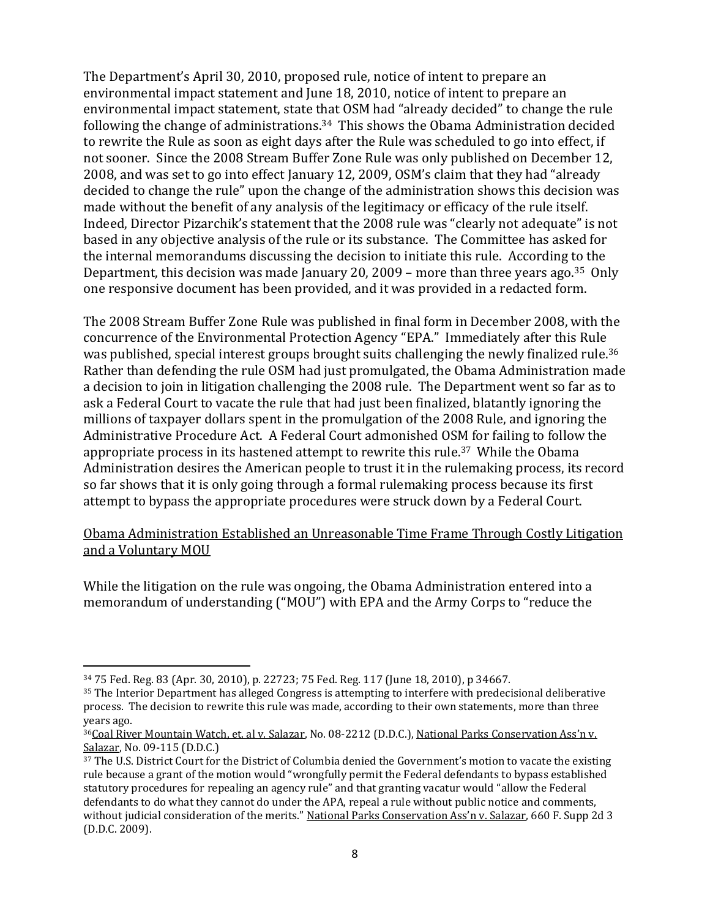The Department's April 30, 2010, proposed rule, notice of intent to prepare an environmental impact statement and June 18, 2010, notice of intent to prepare an environmental impact statement, state that OSM had "already decided" to change the rule following the change of administrations.[34] This shows the Obama Administration decided to rewrite the Rule as soon as eight days after the Rule was scheduled to go into effect, if not sooner. Since the 2008 Stream Buffer Zone Rule was only published on December 12, 2008, and was set to go into effect January 12, 2009, OSM's claim that they had "already decided to change the rule" upon the change of the administration shows this decision was made without the benefit of any analysis of the legitimacy or efficacy of the rule itself. Indeed, Director Pizarchik's statement that the 2008 rule was "clearly not adequate" is not based in any objective analysis of the rule or its substance. The Committee has asked for the internal memorandums discussing the decision to initiate this rule. According to the Department, this decision was made January 20, 2009 – more than three years ago.[35] Only one responsive document has been provided, and it was provided in a redacted form.

The 2008 Stream Buffer Zone Rule was published in final form in December 2008, with the concurrence of the Environmental Protection Agency "EPA." Immediately after this Rule was published, special interest groups brought suits challenging the newly finalized rule.[36] Rather than defending the rule OSM had just promulgated, the Obama Administration made a decision to join in litigation challenging the 2008 rule. The Department went so far as to ask a Federal Court to vacate the rule that had just been finalized, blatantly ignoring the millions of taxpayer dollars spent in the promulgation of the 2008 Rule, and ignoring the Administrative Procedure Act. A Federal Court admonished OSM for failing to follow the appropriate process in its hastened attempt to rewrite this rule.[37] While the Obama Administration desires the American people to trust it in the rulemaking process, its record so far shows that it is only going through a formal rulemaking process because its first attempt to bypass the appropriate procedures were struck down by a Federal Court.

<u>Obama Administration Established an Unreasonable Time Frame Through Costly Litigation and a Voluntary MOU</u>

While the litigation on the rule was ongoing, the Obama Administration entered into a memorandum of understanding ("MOU") with EPA and the Army Corps to "reduce the

---

[34] 75 Fed. Reg. 83 (Apr. 30, 2010), p. 22723; 75 Fed. Reg. 117 (June 18, 2010), p 34667.

[35] The Interior Department has alleged Congress is attempting to interfere with predecisional deliberative process. The decision to rewrite this rule was made, according to their own statements, more than three years ago.

[36] <u>Coal River Mountain Watch, et. al v. Salazar</u>, No. 08-2212 (D.D.C.), <u>National Parks Conservation Ass'n v. Salazar</u>, No. 09-115 (D.D.C.)

[37] The U.S. District Court for the District of Columbia denied the Government's motion to vacate the existing rule because a grant of the motion would "wrongfully permit the Federal defendants to bypass established statutory procedures for repealing an agency rule" and that granting vacatur would "allow the Federal defendants to do what they cannot do under the APA, repeal a rule without public notice and comments, without judicial consideration of the merits." <u>National Parks Conservation Ass'n v. Salazar</u>, 660 F. Supp 2d 3 (D.D.C. 2009).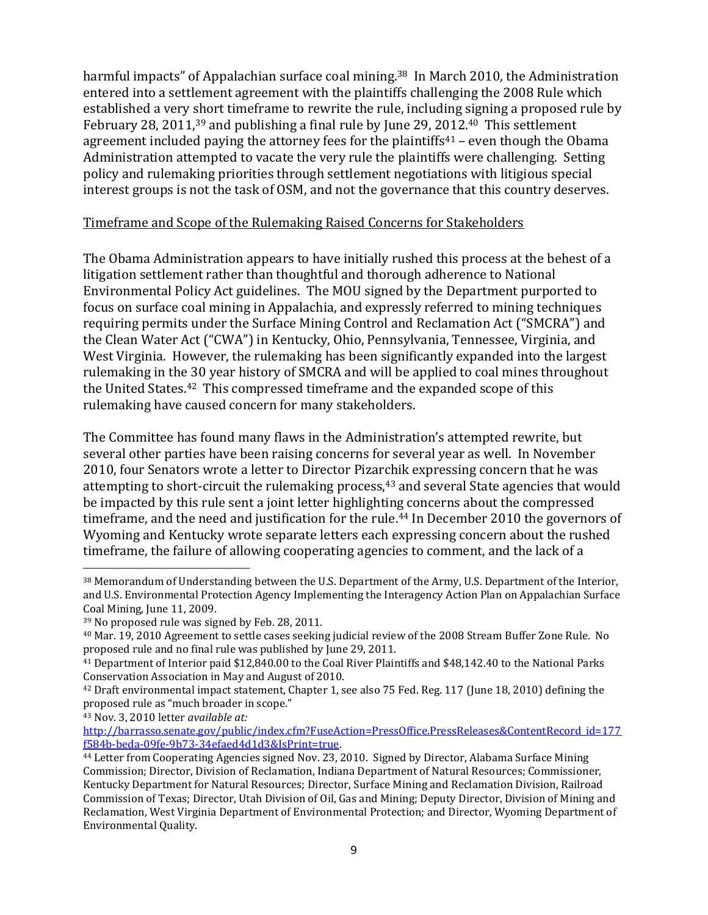harmful impacts" of Appalachian surface coal mining.[38] In March 2010, the Administration entered into a settlement agreement with the plaintiffs challenging the 2008 Rule which established a very short timeframe to rewrite the rule, including signing a proposed rule by February 28, 2011,[39] and publishing a final rule by June 29, 2012.[40] This settlement agreement included paying the attorney fees for the plaintiffs[41] – even though the Obama Administration attempted to vacate the very rule the plaintiffs were challenging. Setting policy and rulemaking priorities through settlement negotiations with litigious special interest groups is not the task of OSM, and not the governance that this country deserves.

Timeframe and Scope of the Rulemaking Raised Concerns for Stakeholders

The Obama Administration appears to have initially rushed this process at the behest of a litigation settlement rather than thoughtful and thorough adherence to National Environmental Policy Act guidelines. The MOU signed by the Department purported to focus on surface coal mining in Appalachia, and expressly referred to mining techniques requiring permits under the Surface Mining Control and Reclamation Act ("SMCRA") and the Clean Water Act ("CWA") in Kentucky, Ohio, Pennsylvania, Tennessee, Virginia, and West Virginia. However, the rulemaking has been significantly expanded into the largest rulemaking in the 30 year history of SMCRA and will be applied to coal mines throughout the United States.[42] This compressed timeframe and the expanded scope of this rulemaking have caused concern for many stakeholders.

The Committee has found many flaws in the Administration's attempted rewrite, but several other parties have been raising concerns for several year as well. In November 2010, four Senators wrote a letter to Director Pizarchik expressing concern that he was attempting to short-circuit the rulemaking process,[43] and several State agencies that would be impacted by this rule sent a joint letter highlighting concerns about the compressed timeframe, and the need and justification for the rule.[44] In December 2010 the governors of Wyoming and Kentucky wrote separate letters each expressing concern about the rushed timeframe, the failure of allowing cooperating agencies to comment, and the lack of a

---

[38] Memorandum of Understanding between the U.S. Department of the Army, U.S. Department of the Interior, and U.S. Environmental Protection Agency Implementing the Interagency Action Plan on Appalachian Surface Coal Mining, June 11, 2009.

[39] No proposed rule was signed by Feb. 28, 2011.

[40] Mar. 19, 2010 Agreement to settle cases seeking judicial review of the 2008 Stream Buffer Zone Rule. No proposed rule and no final rule was published by June 29, 2011.

[41] Department of Interior paid $12,840.00 to the Coal River Plaintiffs and $48,142.40 to the National Parks Conservation Association in May and August of 2010.

[42] Draft environmental impact statement, Chapter 1, see also 75 Fed. Reg. 117 (June 18, 2010) defining the proposed rule as "much broader in scope."

[43] Nov. 3, 2010 letter *available at:* http://barrasso.senate.gov/public/index.cfm?FuseAction=PressOffice.PressReleases&ContentRecord_id=177f584b-beda-09fe-9b73-34efaed4d1d3&IsPrint=true.

[44] Letter from Cooperating Agencies signed Nov. 23, 2010. Signed by Director, Alabama Surface Mining Commission; Director, Division of Reclamation, Indiana Department of Natural Resources; Commissioner, Kentucky Department for Natural Resources; Director, Surface Mining and Reclamation Division, Railroad Commission of Texas; Director, Utah Division of Oil, Gas and Mining; Deputy Director, Division of Mining and Reclamation, West Virginia Department of Environmental Protection; and Director, Wyoming Department of Environmental Quality.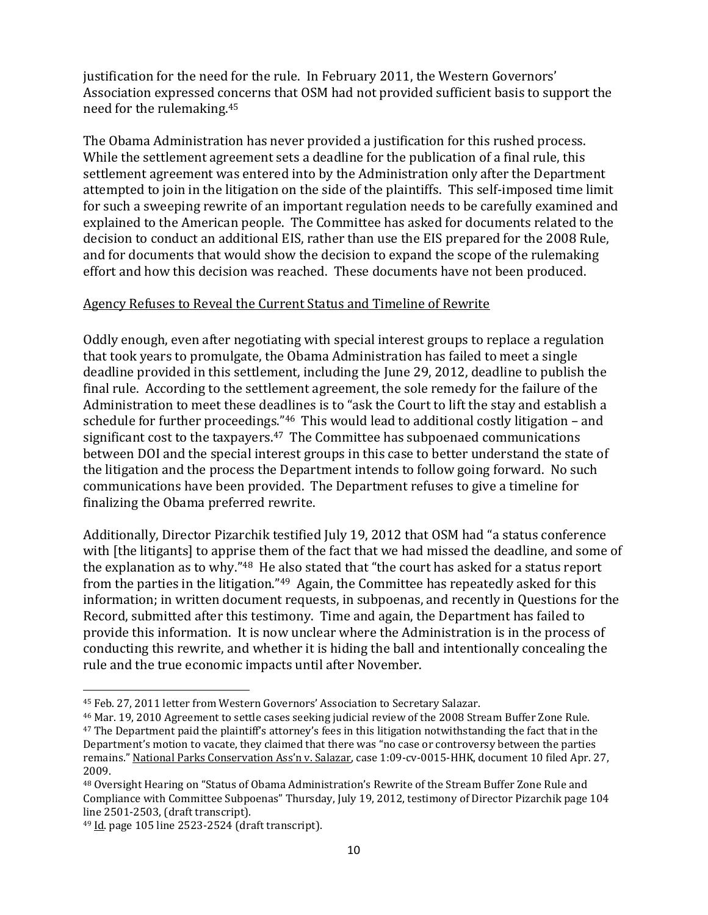justification for the need for the rule. In February 2011, the Western Governors' Association expressed concerns that OSM had not provided sufficient basis to support the need for the rulemaking.[45]

The Obama Administration has never provided a justification for this rushed process. While the settlement agreement sets a deadline for the publication of a final rule, this settlement agreement was entered into by the Administration only after the Department attempted to join in the litigation on the side of the plaintiffs. This self-imposed time limit for such a sweeping rewrite of an important regulation needs to be carefully examined and explained to the American people. The Committee has asked for documents related to the decision to conduct an additional EIS, rather than use the EIS prepared for the 2008 Rule, and for documents that would show the decision to expand the scope of the rulemaking effort and how this decision was reached. These documents have not been produced.

<u>Agency Refuses to Reveal the Current Status and Timeline of Rewrite</u>

Oddly enough, even after negotiating with special interest groups to replace a regulation that took years to promulgate, the Obama Administration has failed to meet a single deadline provided in this settlement, including the June 29, 2012, deadline to publish the final rule. According to the settlement agreement, the sole remedy for the failure of the Administration to meet these deadlines is to "ask the Court to lift the stay and establish a schedule for further proceedings."[46] This would lead to additional costly litigation – and significant cost to the taxpayers.[47] The Committee has subpoenaed communications between DOI and the special interest groups in this case to better understand the state of the litigation and the process the Department intends to follow going forward. No such communications have been provided. The Department refuses to give a timeline for finalizing the Obama preferred rewrite.

Additionally, Director Pizarchik testified July 19, 2012 that OSM had "a status conference with [the litigants] to apprise them of the fact that we had missed the deadline, and some of the explanation as to why."[48] He also stated that "the court has asked for a status report from the parties in the litigation."[49] Again, the Committee has repeatedly asked for this information; in written document requests, in subpoenas, and recently in Questions for the Record, submitted after this testimony. Time and again, the Department has failed to provide this information. It is now unclear where the Administration is in the process of conducting this rewrite, and whether it is hiding the ball and intentionally concealing the rule and the true economic impacts until after November.

---

[45] Feb. 27, 2011 letter from Western Governors' Association to Secretary Salazar.

[46] Mar. 19, 2010 Agreement to settle cases seeking judicial review of the 2008 Stream Buffer Zone Rule.

[47] The Department paid the plaintiff's attorney's fees in this litigation notwithstanding the fact that in the Department's motion to vacate, they claimed that there was "no case or controversy between the parties remains." <u>National Parks Conservation Ass'n v. Salazar</u>, case 1:09-cv-0015-HHK, document 10 filed Apr. 27, 2009.

[48] Oversight Hearing on "Status of Obama Administration's Rewrite of the Stream Buffer Zone Rule and Compliance with Committee Subpoenas" Thursday, July 19, 2012, testimony of Director Pizarchik page 104 line 2501-2503, (draft transcript).

[49] <u>Id</u>. page 105 line 2523-2524 (draft transcript).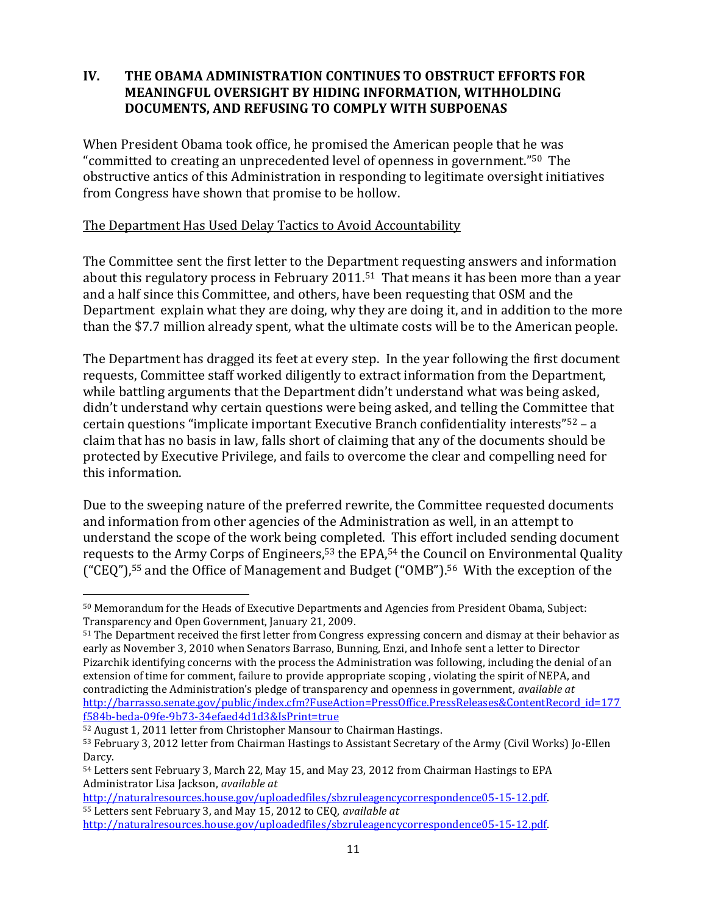## IV. THE OBAMA ADMINISTRATION CONTINUES TO OBSTRUCT EFFORTS FOR MEANINGFUL OVERSIGHT BY HIDING INFORMATION, WITHHOLDING DOCUMENTS, AND REFUSING TO COMPLY WITH SUBPOENAS

When President Obama took office, he promised the American people that he was "committed to creating an unprecedented level of openness in government."[50] The obstructive antics of this Administration in responding to legitimate oversight initiatives from Congress have shown that promise to be hollow.

The Department Has Used Delay Tactics to Avoid Accountability

The Committee sent the first letter to the Department requesting answers and information about this regulatory process in February 2011.[51] That means it has been more than a year and a half since this Committee, and others, have been requesting that OSM and the Department explain what they are doing, why they are doing it, and in addition to the more than the $7.7 million already spent, what the ultimate costs will be to the American people.

The Department has dragged its feet at every step. In the year following the first document requests, Committee staff worked diligently to extract information from the Department, while battling arguments that the Department didn't understand what was being asked, didn't understand why certain questions were being asked, and telling the Committee that certain questions "implicate important Executive Branch confidentiality interests"[52] – a claim that has no basis in law, falls short of claiming that any of the documents should be protected by Executive Privilege, and fails to overcome the clear and compelling need for this information.

Due to the sweeping nature of the preferred rewrite, the Committee requested documents and information from other agencies of the Administration as well, in an attempt to understand the scope of the work being completed. This effort included sending document requests to the Army Corps of Engineers,[53] the EPA,[54] the Council on Environmental Quality ("CEQ"),[55] and the Office of Management and Budget ("OMB").[56] With the exception of the

---

[50] Memorandum for the Heads of Executive Departments and Agencies from President Obama, Subject: Transparency and Open Government, January 21, 2009.

[51] The Department received the first letter from Congress expressing concern and dismay at their behavior as early as November 3, 2010 when Senators Barraso, Bunning, Enzi, and Inhofe sent a letter to Director Pizarchik identifying concerns with the process the Administration was following, including the denial of an extension of time for comment, failure to provide appropriate scoping , violating the spirit of NEPA, and contradicting the Administration's pledge of transparency and openness in government, *available at* http://barrasso.senate.gov/public/index.cfm?FuseAction=PressOffice.PressReleases&ContentRecord_id=177f584b-beda-09fe-9b73-34efaed4d1d3&IsPrint=true

[52] August 1, 2011 letter from Christopher Mansour to Chairman Hastings.

[53] February 3, 2012 letter from Chairman Hastings to Assistant Secretary of the Army (Civil Works) Jo-Ellen Darcy.

[54] Letters sent February 3, March 22, May 15, and May 23, 2012 from Chairman Hastings to EPA Administrator Lisa Jackson, *available at* http://naturalresources.house.gov/uploadedfiles/sbzruleagencycorrespondence05-15-12.pdf.

[55] Letters sent February 3, and May 15, 2012 to CEQ, *available at* http://naturalresources.house.gov/uploadedfiles/sbzruleagencycorrespondence05-15-12.pdf.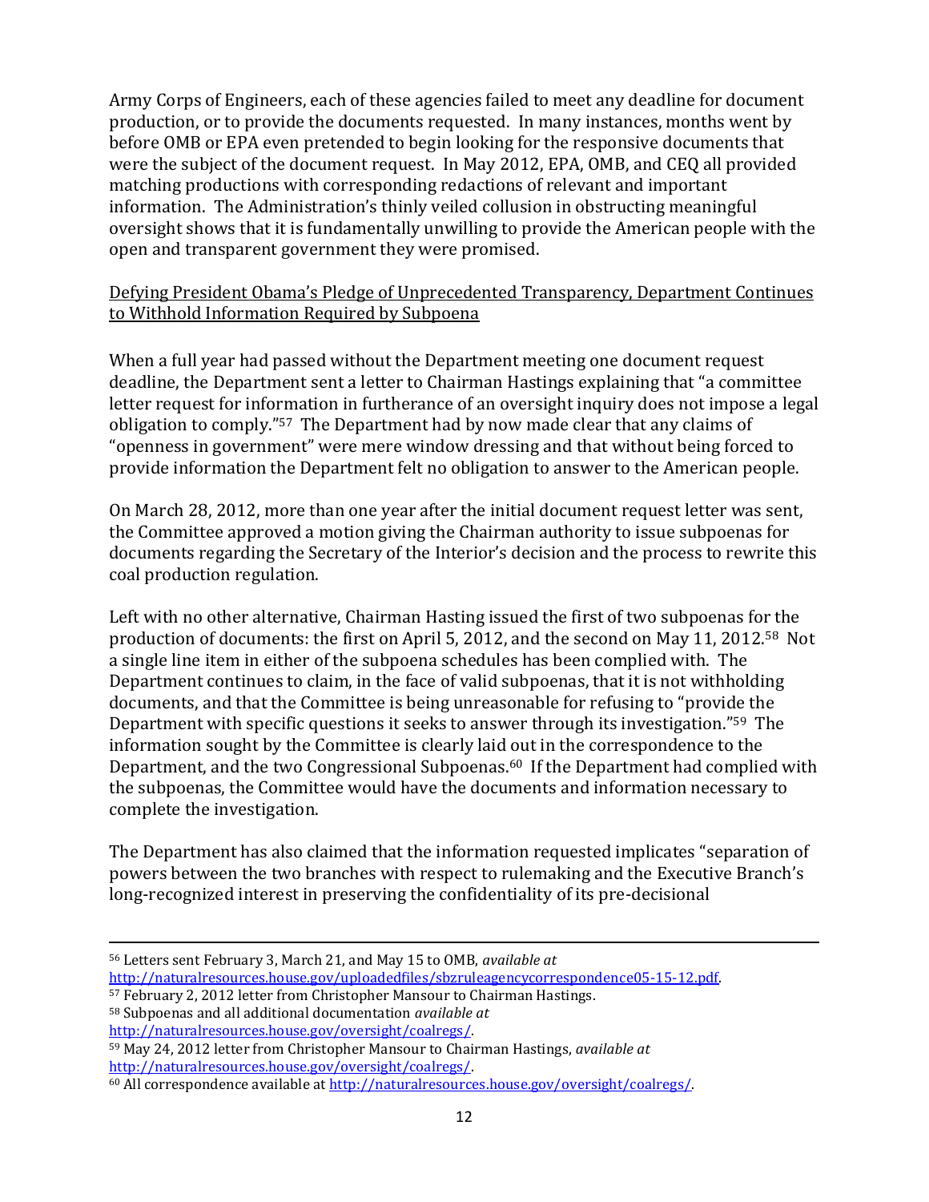Army Corps of Engineers, each of these agencies failed to meet any deadline for document production, or to provide the documents requested. In many instances, months went by before OMB or EPA even pretended to begin looking for the responsive documents that were the subject of the document request. In May 2012, EPA, OMB, and CEQ all provided matching productions with corresponding redactions of relevant and important information. The Administration's thinly veiled collusion in obstructing meaningful oversight shows that it is fundamentally unwilling to provide the American people with the open and transparent government they were promised.

Defying President Obama's Pledge of Unprecedented Transparency, Department Continues to Withhold Information Required by Subpoena

When a full year had passed without the Department meeting one document request deadline, the Department sent a letter to Chairman Hastings explaining that "a committee letter request for information in furtherance of an oversight inquiry does not impose a legal obligation to comply."[57] The Department had by now made clear that any claims of "openness in government" were mere window dressing and that without being forced to provide information the Department felt no obligation to answer to the American people.

On March 28, 2012, more than one year after the initial document request letter was sent, the Committee approved a motion giving the Chairman authority to issue subpoenas for documents regarding the Secretary of the Interior's decision and the process to rewrite this coal production regulation.

Left with no other alternative, Chairman Hasting issued the first of two subpoenas for the production of documents: the first on April 5, 2012, and the second on May 11, 2012.[58] Not a single line item in either of the subpoena schedules has been complied with. The Department continues to claim, in the face of valid subpoenas, that it is not withholding documents, and that the Committee is being unreasonable for refusing to "provide the Department with specific questions it seeks to answer through its investigation."[59] The information sought by the Committee is clearly laid out in the correspondence to the Department, and the two Congressional Subpoenas.[60] If the Department had complied with the subpoenas, the Committee would have the documents and information necessary to complete the investigation.

The Department has also claimed that the information requested implicates "separation of powers between the two branches with respect to rulemaking and the Executive Branch's long-recognized interest in preserving the confidentiality of its pre-decisional

---

[56] Letters sent February 3, March 21, and May 15 to OMB, *available at* http://naturalresources.house.gov/uploadedfiles/sbzruleagencycorrespondence05-15-12.pdf.

[57] February 2, 2012 letter from Christopher Mansour to Chairman Hastings.

[58] Subpoenas and all additional documentation *available at* http://naturalresources.house.gov/oversight/coalregs/.

[59] May 24, 2012 letter from Christopher Mansour to Chairman Hastings, *available at* http://naturalresources.house.gov/oversight/coalregs/.

[60] All correspondence available at http://naturalresources.house.gov/oversight/coalregs/.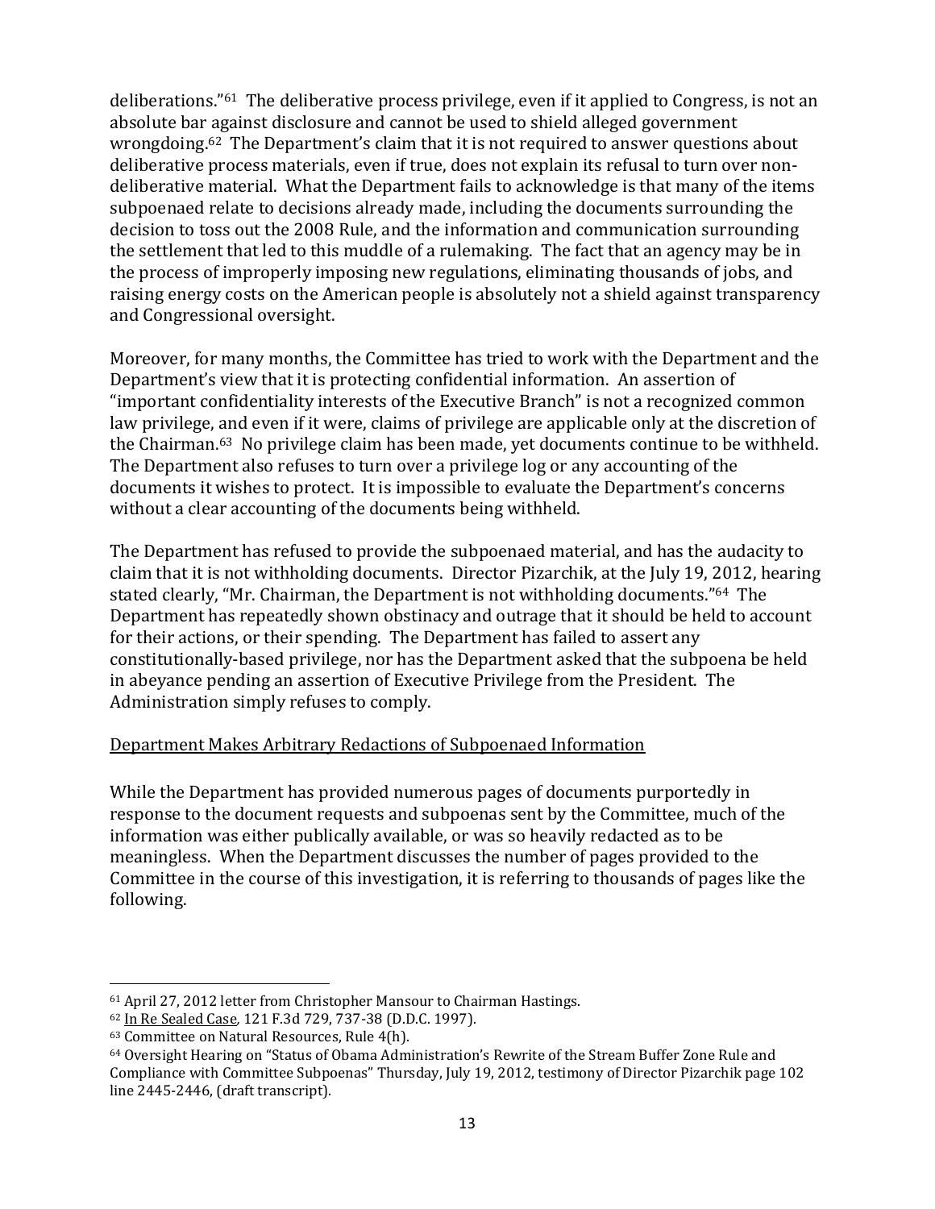deliberations."[61] The deliberative process privilege, even if it applied to Congress, is not an absolute bar against disclosure and cannot be used to shield alleged government wrongdoing.[62] The Department's claim that it is not required to answer questions about deliberative process materials, even if true, does not explain its refusal to turn over non-deliberative material. What the Department fails to acknowledge is that many of the items subpoenaed relate to decisions already made, including the documents surrounding the decision to toss out the 2008 Rule, and the information and communication surrounding the settlement that led to this muddle of a rulemaking. The fact that an agency may be in the process of improperly imposing new regulations, eliminating thousands of jobs, and raising energy costs on the American people is absolutely not a shield against transparency and Congressional oversight.

Moreover, for many months, the Committee has tried to work with the Department and the Department's view that it is protecting confidential information. An assertion of "important confidentiality interests of the Executive Branch" is not a recognized common law privilege, and even if it were, claims of privilege are applicable only at the discretion of the Chairman.[63] No privilege claim has been made, yet documents continue to be withheld. The Department also refuses to turn over a privilege log or any accounting of the documents it wishes to protect. It is impossible to evaluate the Department's concerns without a clear accounting of the documents being withheld.

The Department has refused to provide the subpoenaed material, and has the audacity to claim that it is not withholding documents. Director Pizarchik, at the July 19, 2012, hearing stated clearly, "Mr. Chairman, the Department is not withholding documents."[64] The Department has repeatedly shown obstinacy and outrage that it should be held to account for their actions, or their spending. The Department has failed to assert any constitutionally-based privilege, nor has the Department asked that the subpoena be held in abeyance pending an assertion of Executive Privilege from the President. The Administration simply refuses to comply.

<u>Department Makes Arbitrary Redactions of Subpoenaed Information</u>

While the Department has provided numerous pages of documents purportedly in response to the document requests and subpoenas sent by the Committee, much of the information was either publically available, or was so heavily redacted as to be meaningless. When the Department discusses the number of pages provided to the Committee in the course of this investigation, it is referring to thousands of pages like the following.

---

[61] April 27, 2012 letter from Christopher Mansour to Chairman Hastings.

[62] <u>In Re Sealed Case</u>, 121 F.3d 729, 737-38 (D.D.C. 1997).

[63] Committee on Natural Resources, Rule 4(h).

[64] Oversight Hearing on "Status of Obama Administration's Rewrite of the Stream Buffer Zone Rule and Compliance with Committee Subpoenas" Thursday, July 19, 2012, testimony of Director Pizarchik page 102 line 2445-2446, (draft transcript).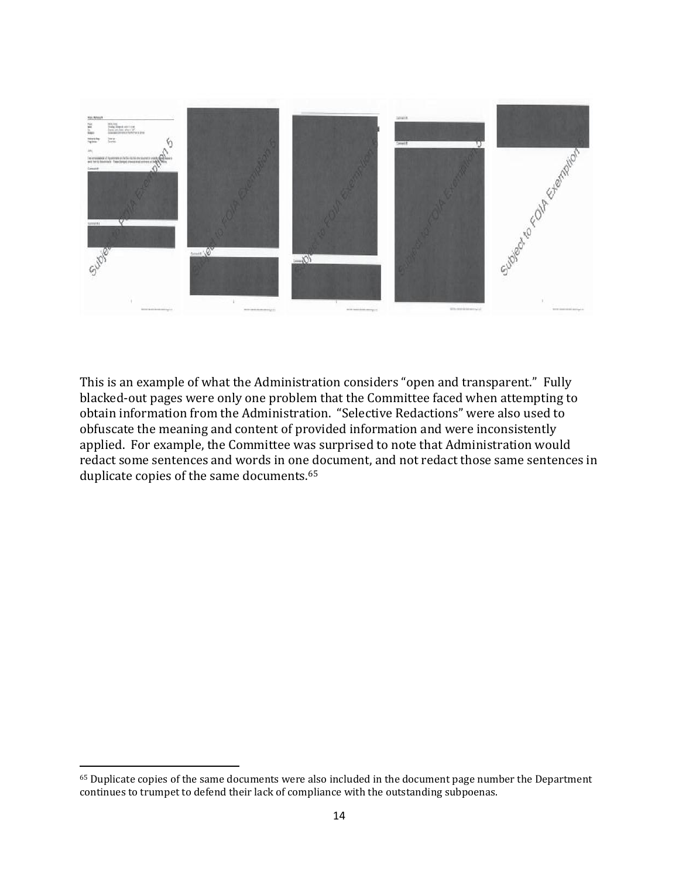This is an example of what the Administration considers "open and transparent." Fully blacked-out pages were only one problem that the Committee faced when attempting to obtain information from the Administration. "Selective Redactions" were also used to obfuscate the meaning and content of provided information and were inconsistently applied. For example, the Committee was surprised to note that Administration would redact some sentences and words in one document, and not redact those same sentences in duplicate copies of the same documents.[65]

[65] Duplicate copies of the same documents were also included in the document page number the Department continues to trumpet to defend their lack of compliance with the outstanding subpoenas.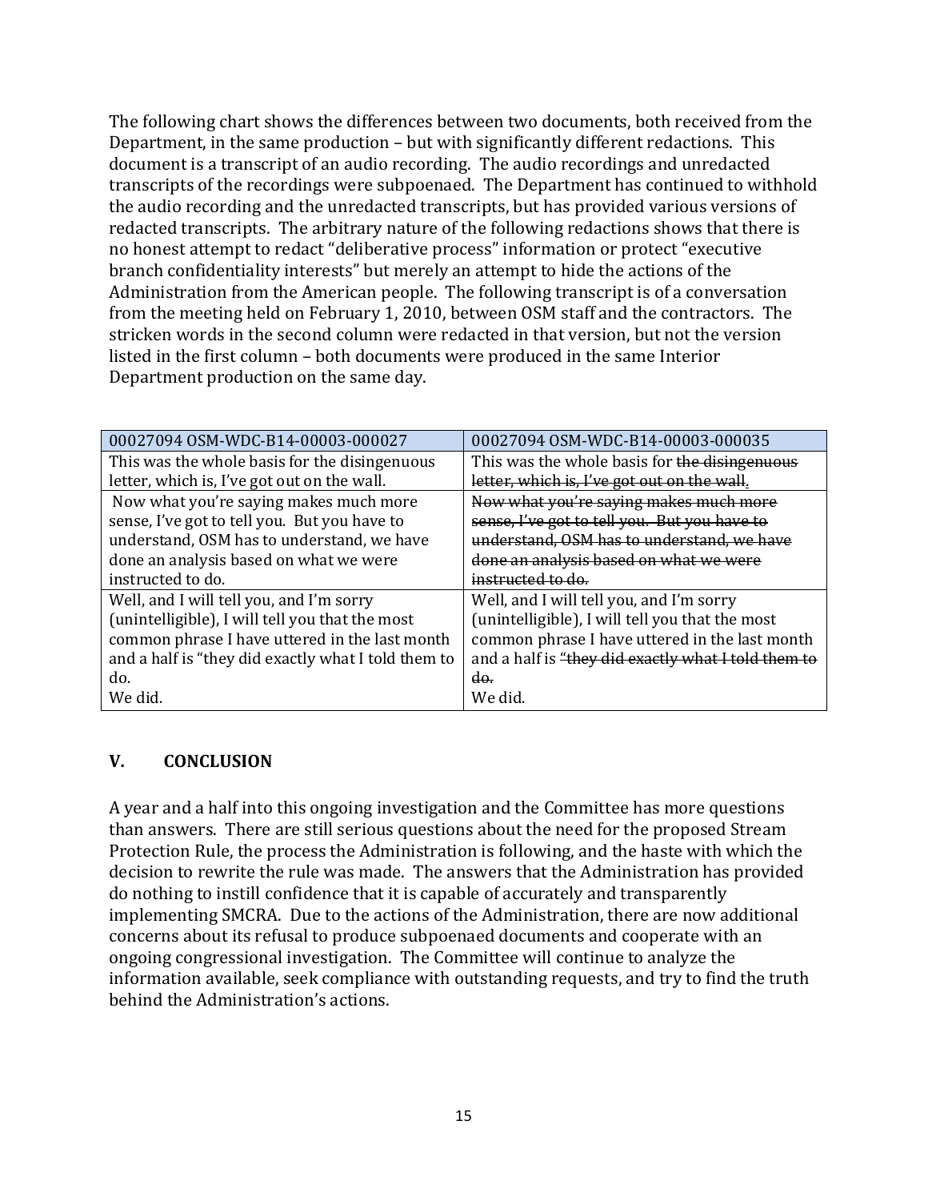The following chart shows the differences between two documents, both received from the Department, in the same production – but with significantly different redactions. This document is a transcript of an audio recording. The audio recordings and unredacted transcripts of the recordings were subpoenaed. The Department has continued to withhold the audio recording and the unredacted transcripts, but has provided various versions of redacted transcripts. The arbitrary nature of the following redactions shows that there is no honest attempt to redact "deliberative process" information or protect "executive branch confidentiality interests" but merely an attempt to hide the actions of the Administration from the American people. The following transcript is of a conversation from the meeting held on February 1, 2010, between OSM staff and the contractors. The stricken words in the second column were redacted in that version, but not the version listed in the first column – both documents were produced in the same Interior Department production on the same day.

| 00027094 OSM-WDC-B14-00003-000027 | 00027094 OSM-WDC-B14-00003-000035 |
|---|---|
| This was the whole basis for the disingenuous letter, which is, I've got out on the wall. | This was the whole basis for ~~the disingenuous letter, which is, I've got out on the wall~~. |
| Now what you're saying makes much more sense, I've got to tell you. But you have to understand, OSM has to understand, we have done an analysis based on what we were instructed to do. | ~~Now what you're saying makes much more sense, I've got to tell you. But you have to understand, OSM has to understand, we have done an analysis based on what we were instructed to do.~~ |
| Well, and I will tell you, and I'm sorry (unintelligible), I will tell you that the most common phrase I have uttered in the last month and a half is "they did exactly what I told them to do.<br>We did. | Well, and I will tell you, and I'm sorry (unintelligible), I will tell you that the most common phrase I have uttered in the last month and a half is ~~"they did exactly what I told them to do.~~<br>We did. |

## V. CONCLUSION

A year and a half into this ongoing investigation and the Committee has more questions than answers. There are still serious questions about the need for the proposed Stream Protection Rule, the process the Administration is following, and the haste with which the decision to rewrite the rule was made. The answers that the Administration has provided do nothing to instill confidence that it is capable of accurately and transparently implementing SMCRA. Due to the actions of the Administration, there are now additional concerns about its refusal to produce subpoenaed documents and cooperate with an ongoing congressional investigation. The Committee will continue to analyze the information available, seek compliance with outstanding requests, and try to find the truth behind the Administration's actions.